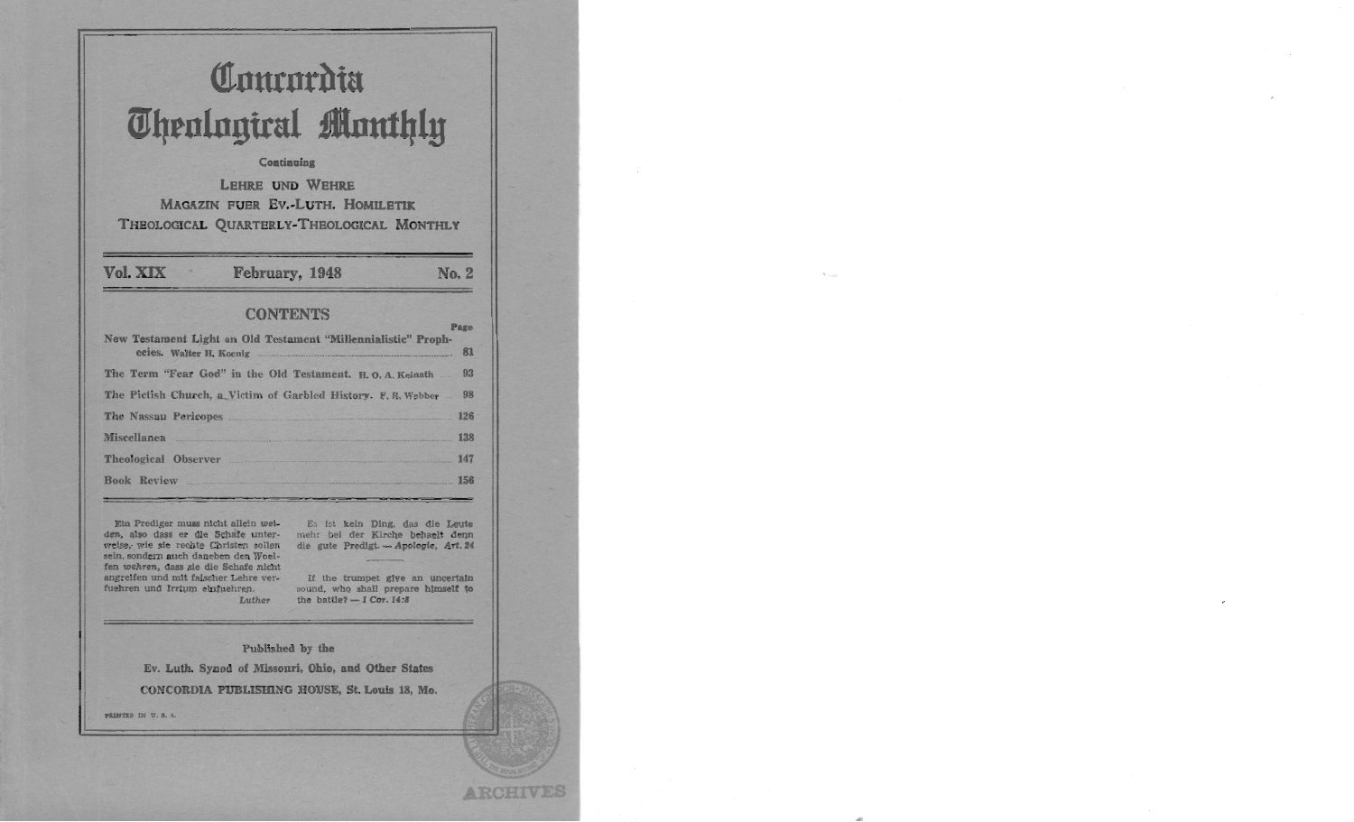# Concordia Theological Monthly

Continuing

LEHRE UND WEHRE
MAGAZIN FUER EV.-LUTH. HOMILETIK
THEOLOGICAL QUARTERLY-THEOLOGICAL MONTHLY

**Vol. XIX** **February, 1948** **No. 2**

## CONTENTS

| | Page |
|---|---|
| New Testament Light on Old Testament "Millennialistic" Prophecies. Walter H. Koenig | 81 |
| The Term "Fear God" in the Old Testament. H. O. A. Keinath | 93 |
| The Pietish Church, a Victim of Garbled History. F. R. Webber | 98 |
| The Nassau Pericopes | 126 |
| Miscellanea | 138 |
| Theological Observer | 147 |
| Book Review | 156 |

Ein Prediger muss nicht allein *weiden*, also dass er die Schafe unterweise, wie sie rechte Christen sollen sein, sondern auch daneben den Woelfen *wehren*, dass sie die Schafe nicht angreifen und mit falscher Lehre verfuehren und Irrtum einfuehren.
*Luther*

Es ist kein Ding, das die Leute mehr bei der Kirche behaelt denn die gute Predigt. — *Apologie, Art. 24*

If the trumpet give an uncertain sound, who shall prepare himself to the battle? — *1 Cor. 14:8*

Published by the
Ev. Luth. Synod of Missouri, Ohio, and Other States
CONCORDIA PUBLISHING HOUSE, St. Louis 18, Mo.

PRINTED IN U. S. A.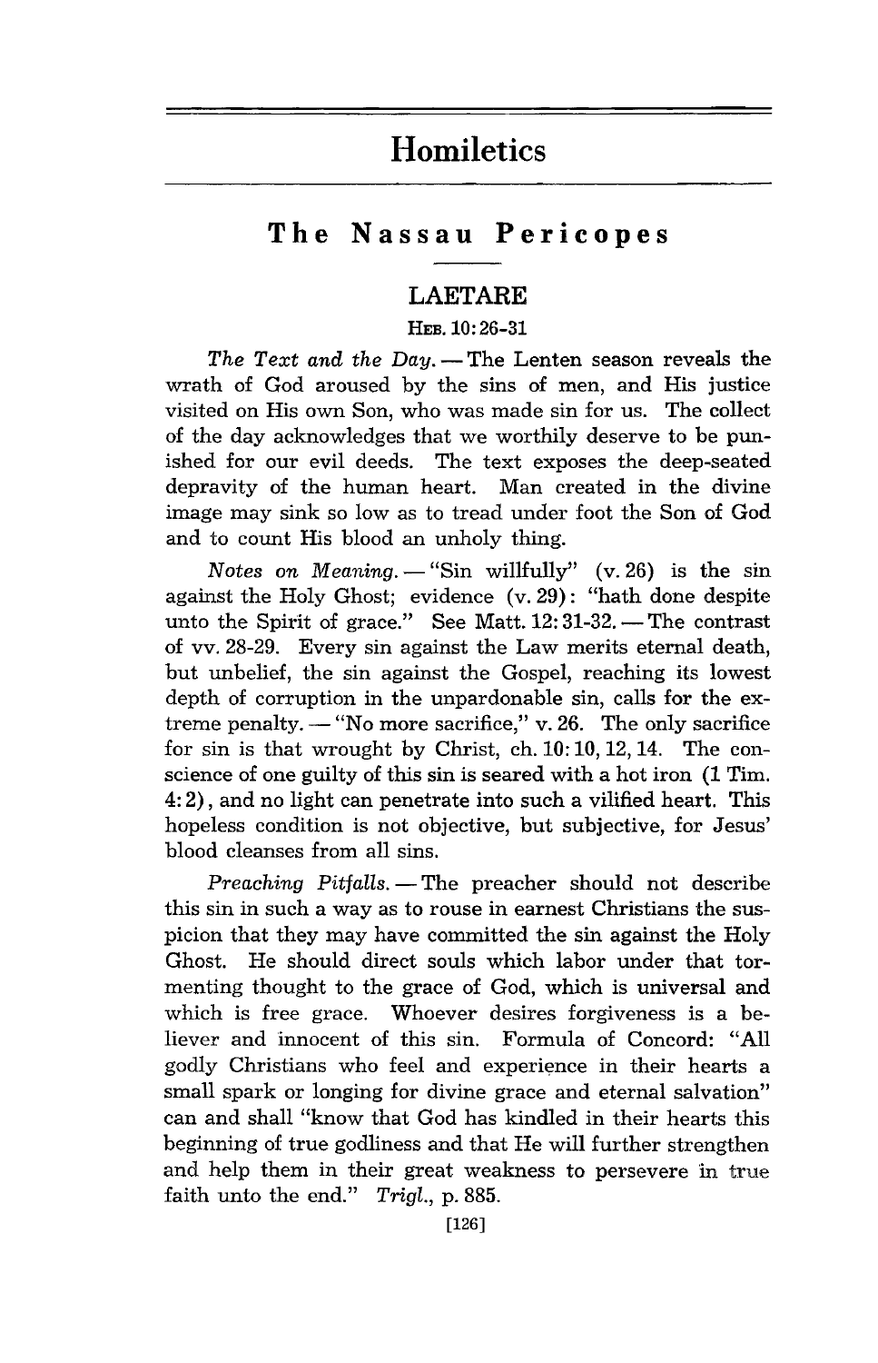# Homiletics

## The Nassau Pericopes

### LAETARE

HEB. 10:26-31

*The Text and the Day.* — The Lenten season reveals the wrath of God aroused by the sins of men, and His justice visited on His own Son, who was made sin for us. The collect of the day acknowledges that we worthily deserve to be punished for our evil deeds. The text exposes the deep-seated depravity of the human heart. Man created in the divine image may sink so low as to tread under foot the Son of God and to count His blood an unholy thing.

*Notes on Meaning.* — "Sin willfully" (v. 26) is the sin against the Holy Ghost; evidence (v. 29): "hath done despite unto the Spirit of grace." See Matt. 12:31-32. — The contrast of vv. 28-29. Every sin against the Law merits eternal death, but unbelief, the sin against the Gospel, reaching its lowest depth of corruption in the unpardonable sin, calls for the extreme penalty. — "No more sacrifice," v. 26. The only sacrifice for sin is that wrought by Christ, ch. 10:10, 12, 14. The conscience of one guilty of this sin is seared with a hot iron (1 Tim. 4:2), and no light can penetrate into such a vilified heart. This hopeless condition is not objective, but subjective, for Jesus' blood cleanses from all sins.

*Preaching Pitfalls.* — The preacher should not describe this sin in such a way as to rouse in earnest Christians the suspicion that they may have committed the sin against the Holy Ghost. He should direct souls which labor under that tormenting thought to the grace of God, which is universal and which is free grace. Whoever desires forgiveness is a believer and innocent of this sin. Formula of Concord: "All godly Christians who feel and experience in their hearts a small spark or longing for divine grace and eternal salvation" can and shall "know that God has kindled in their hearts this beginning of true godliness and that He will further strengthen and help them in their great weakness to persevere in true faith unto the end." *Trigl.*, p. 885.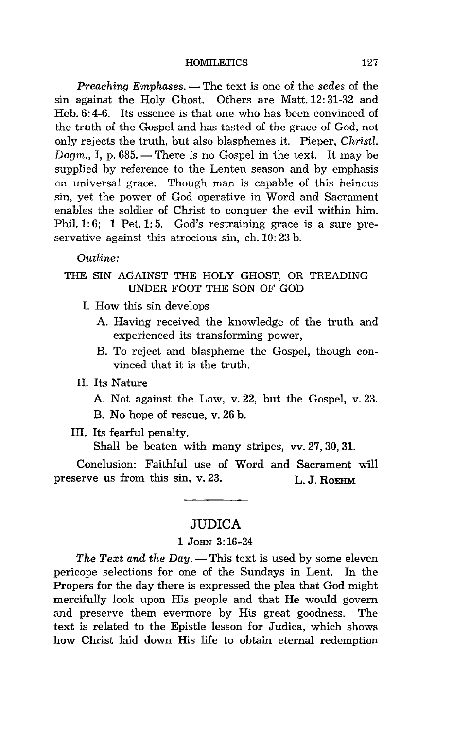*Preaching Emphases.* — The text is one of the *sedes* of the sin against the Holy Ghost. Others are Matt. 12:31-32 and Heb. 6:4-6. Its essence is that one who has been convinced of the truth of the Gospel and has tasted of the grace of God, not only rejects the truth, but also blasphemes it. Pieper, *Christl. Dogm.*, I, p. 685. — There is no Gospel in the text. It may be supplied by reference to the Lenten season and by emphasis on universal grace. Though man is capable of this heinous sin, yet the power of God operative in Word and Sacrament enables the soldier of Christ to conquer the evil within him. Phil. 1:6; 1 Pet. 1:5. God's restraining grace is a sure preservative against this atrocious sin, ch. 10:23 b.

*Outline:*

THE SIN AGAINST THE HOLY GHOST, OR TREADING UNDER FOOT THE SON OF GOD

I. How this sin develops
   - A. Having received the knowledge of the truth and experienced its transforming power,
   - B. To reject and blaspheme the Gospel, though convinced that it is the truth.

II. Its Nature
   - A. Not against the Law, v. 22, but the Gospel, v. 23.
   - B. No hope of rescue, v. 26 b.

III. Its fearful penalty.
   Shall be beaten with many stripes, vv. 27, 30, 31.

Conclusion: Faithful use of Word and Sacrament will preserve us from this sin, v. 23.

L. J. ROEHM

---

## JUDICA

### 1 JOHN 3:16-24

*The Text and the Day.* — This text is used by some eleven pericope selections for one of the Sundays in Lent. In the Propers for the day there is expressed the plea that God might mercifully look upon His people and that He would govern and preserve them evermore by His great goodness. The text is related to the Epistle lesson for Judica, which shows how Christ laid down His life to obtain eternal redemption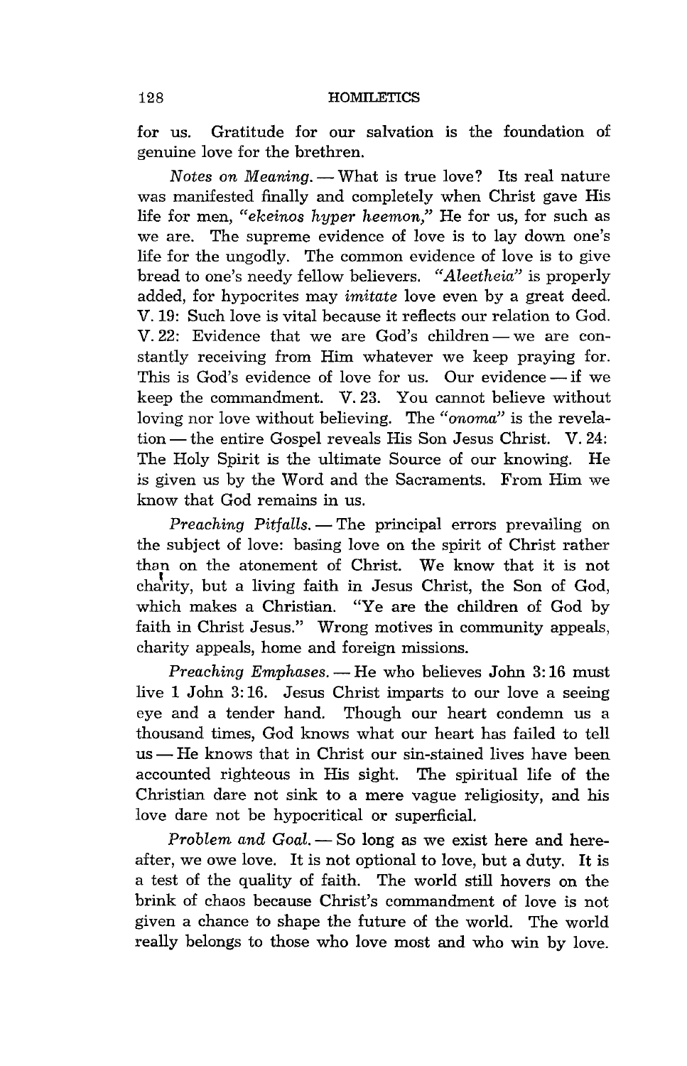for us. Gratitude for our salvation is the foundation of genuine love for the brethren.

*Notes on Meaning.* — What is true love? Its real nature was manifested finally and completely when Christ gave His life for men, *"ekeinos hyper heemon,"* He for us, for such as we are. The supreme evidence of love is to lay down one's life for the ungodly. The common evidence of love is to give bread to one's needy fellow believers. *"Aleetheia"* is properly added, for hypocrites may *imitate* love even by a great deed. V. 19: Such love is vital because it reflects our relation to God. V. 22: Evidence that we are God's children — we are constantly receiving from Him whatever we keep praying for. This is God's evidence of love for us. Our evidence — if we keep the commandment. V. 23. You cannot believe without loving nor love without believing. The *"onoma"* is the revelation — the entire Gospel reveals His Son Jesus Christ. V. 24: The Holy Spirit is the ultimate Source of our knowing. He is given us by the Word and the Sacraments. From Him we know that God remains in us.

*Preaching Pitfalls.* — The principal errors prevailing on the subject of love: basing love on the spirit of Christ rather than on the atonement of Christ. We know that it is not charity, but a living faith in Jesus Christ, the Son of God, which makes a Christian. "Ye are the children of God by faith in Christ Jesus." Wrong motives in community appeals, charity appeals, home and foreign missions.

*Preaching Emphases.* — He who believes John 3:16 must live 1 John 3:16. Jesus Christ imparts to our love a seeing eye and a tender hand. Though our heart condemn us a thousand times, God knows what our heart has failed to tell us — He knows that in Christ our sin-stained lives have been accounted righteous in His sight. The spiritual life of the Christian dare not sink to a mere vague religiosity, and his love dare not be hypocritical or superficial.

*Problem and Goal.* — So long as we exist here and hereafter, we owe love. It is not optional to love, but a duty. It is a test of the quality of faith. The world still hovers on the brink of chaos because Christ's commandment of love is not given a chance to shape the future of the world. The world really belongs to those who love most and who win by love.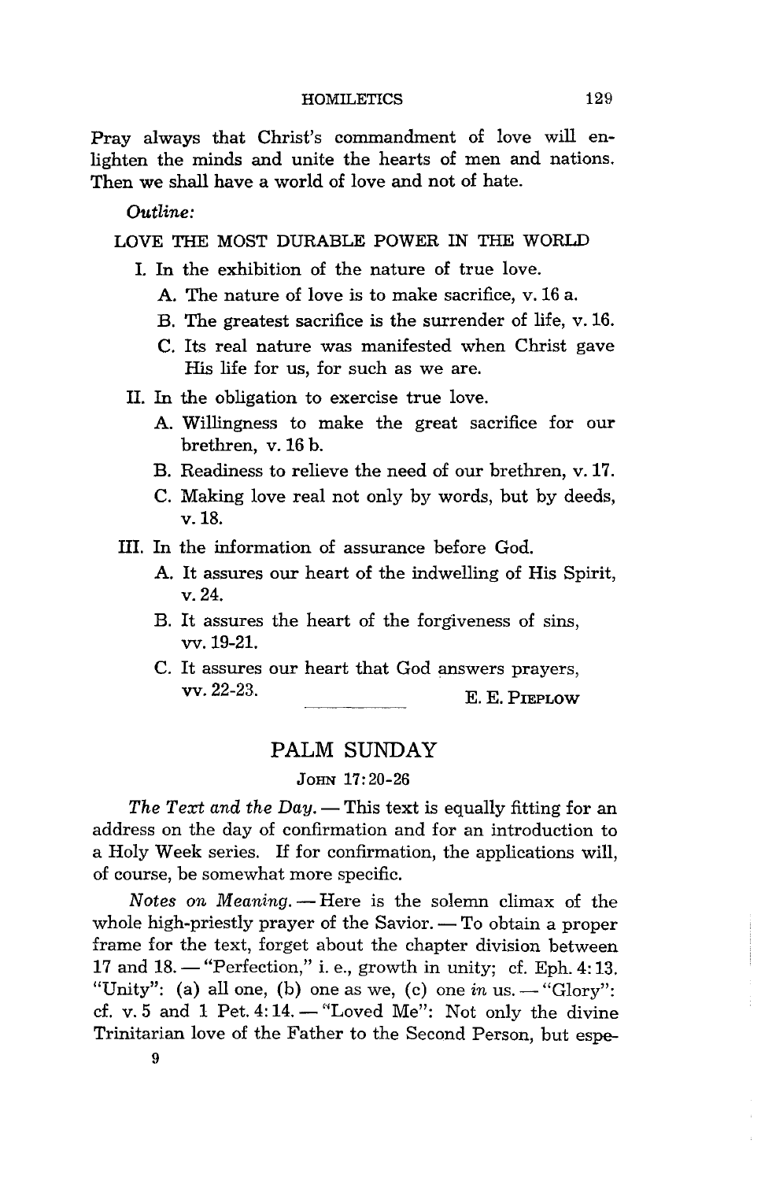Pray always that Christ's commandment of love will enlighten the minds and unite the hearts of men and nations. Then we shall have a world of love and not of hate.

*Outline:*

LOVE THE MOST DURABLE POWER IN THE WORLD

I. In the exhibition of the nature of true love.
   - A. The nature of love is to make sacrifice, v. 16 a.
   - B. The greatest sacrifice is the surrender of life, v. 16.
   - C. Its real nature was manifested when Christ gave His life for us, for such as we are.

II. In the obligation to exercise true love.
   - A. Willingness to make the great sacrifice for our brethren, v. 16 b.
   - B. Readiness to relieve the need of our brethren, v. 17.
   - C. Making love real not only by words, but by deeds, v. 18.

III. In the information of assurance before God.
   - A. It assures our heart of the indwelling of His Spirit, v. 24.
   - B. It assures the heart of the forgiveness of sins, vv. 19-21.
   - C. It assures our heart that God answers prayers, vv. 22-23.

E. E. PIEPLOW

## PALM SUNDAY

JOHN 17:20-26

*The Text and the Day.* — This text is equally fitting for an address on the day of confirmation and for an introduction to a Holy Week series. If for confirmation, the applications will, of course, be somewhat more specific.

*Notes on Meaning.* — Here is the solemn climax of the whole high-priestly prayer of the Savior. — To obtain a proper frame for the text, forget about the chapter division between 17 and 18. — "Perfection," i. e., growth in unity; cf. Eph. 4:13. "Unity": (a) all one, (b) one as we, (c) one *in* us. — "Glory": cf. v. 5 and 1 Pet. 4:14. — "Loved Me": Not only the divine Trinitarian love of the Father to the Second Person, but espe-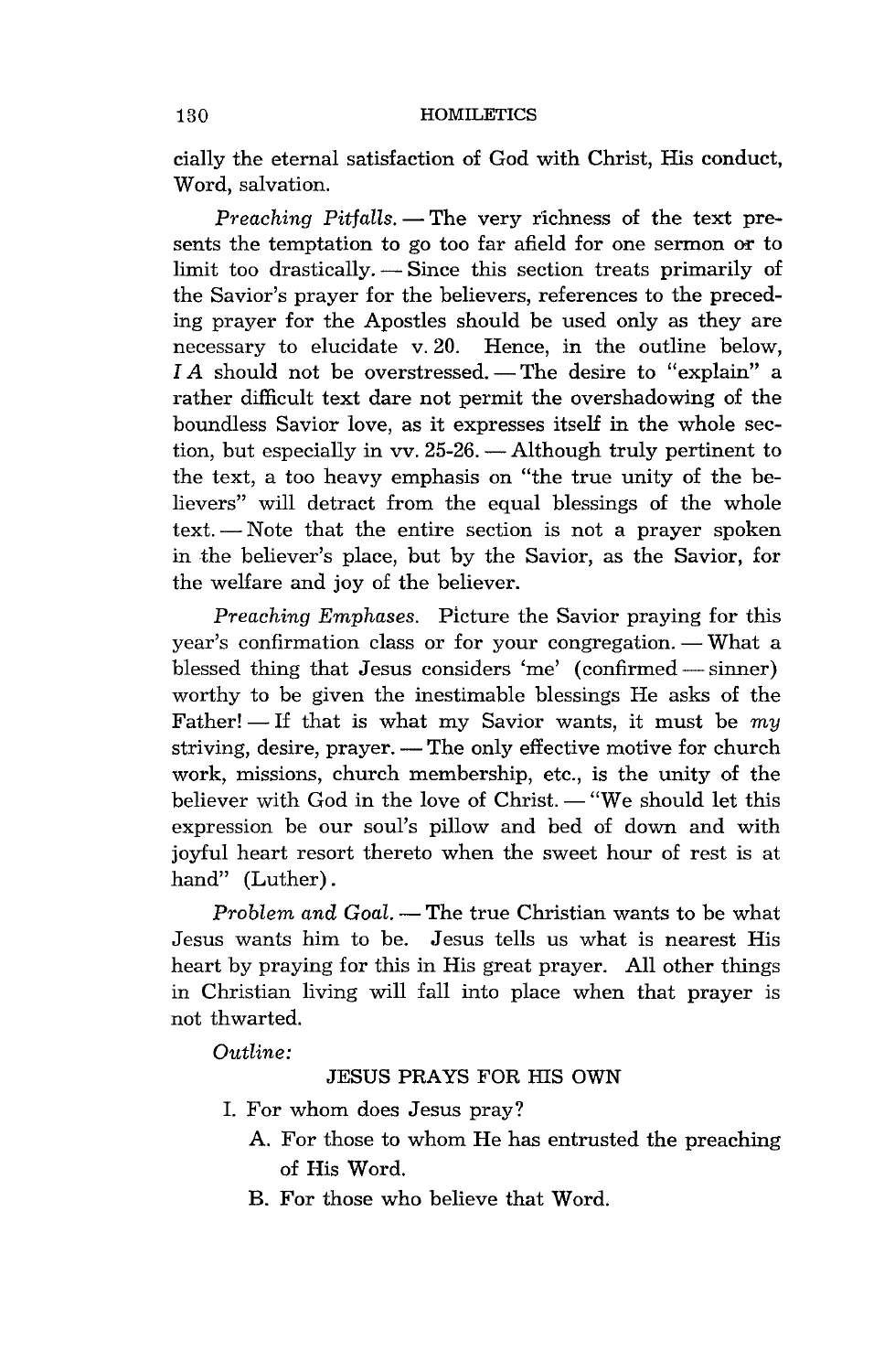cially the eternal satisfaction of God with Christ, His conduct, Word, salvation.

*Preaching Pitfalls.* — The very richness of the text presents the temptation to go too far afield for one sermon or to limit too drastically. — Since this section treats primarily of the Savior's prayer for the believers, references to the preceding prayer for the Apostles should be used only as they are necessary to elucidate v. 20. Hence, in the outline below, *I A* should not be overstressed. — The desire to "explain" a rather difficult text dare not permit the overshadowing of the boundless Savior love, as it expresses itself in the whole section, but especially in vv. 25-26. — Although truly pertinent to the text, a too heavy emphasis on "the true unity of the believers" will detract from the equal blessings of the whole text. — Note that the entire section is not a prayer spoken in the believer's place, but by the Savior, as the Savior, for the welfare and joy of the believer.

*Preaching Emphases.* Picture the Savior praying for this year's confirmation class or for your congregation. — What a blessed thing that Jesus considers 'me' (confirmed — sinner) worthy to be given the inestimable blessings He asks of the Father! — If that is what my Savior wants, it must be *my* striving, desire, prayer. — The only effective motive for church work, missions, church membership, etc., is the unity of the believer with God in the love of Christ. — "We should let this expression be our soul's pillow and bed of down and with joyful heart resort thereto when the sweet hour of rest is at hand" (Luther).

*Problem and Goal.* — The true Christian wants to be what Jesus wants him to be. Jesus tells us what is nearest His heart by praying for this in His great prayer. All other things in Christian living will fall into place when that prayer is not thwarted.

*Outline:*

JESUS PRAYS FOR HIS OWN

I. For whom does Jesus pray?
   A. For those to whom He has entrusted the preaching of His Word.
   B. For those who believe that Word.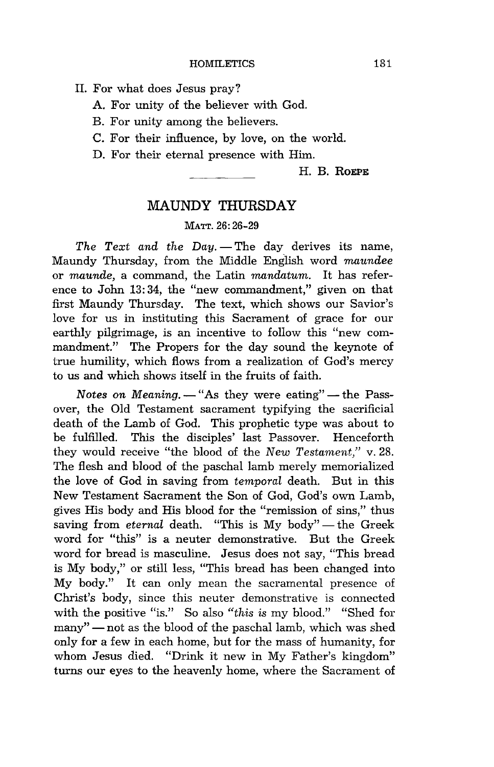II. For what does Jesus pray?

A. For unity of the believer with God.

B. For unity among the believers.

C. For their influence, by love, on the world.

D. For their eternal presence with Him.

H. B. ROEPE

## MAUNDY THURSDAY

MATT. 26:26-29

*The Text and the Day.* — The day derives its name, Maundy Thursday, from the Middle English word *maundee* or *maunde*, a command, the Latin *mandatum*. It has reference to John 13:34, the "new commandment," given on that first Maundy Thursday. The text, which shows our Savior's love for us in instituting this Sacrament of grace for our earthly pilgrimage, is an incentive to follow this "new commandment." The Propers for the day sound the keynote of true humility, which flows from a realization of God's mercy to us and which shows itself in the fruits of faith.

*Notes on Meaning.* — "As they were eating" — the Passover, the Old Testament sacrament typifying the sacrificial death of the Lamb of God. This prophetic type was about to be fulfilled. This the disciples' last Passover. Henceforth they would receive "the blood of the *New Testament*," v. 28. The flesh and blood of the paschal lamb merely memorialized the love of God in saving from *temporal* death. But in this New Testament Sacrament the Son of God, God's own Lamb, gives His body and His blood for the "remission of sins," thus saving from *eternal* death. "This is My body" — the Greek word for "this" is a neuter demonstrative. But the Greek word for bread is masculine. Jesus does not say, "This bread is My body," or still less, "This bread has been changed into My body." It can only mean the sacramental presence of Christ's body, since this neuter demonstrative is connected with the positive "is." So also "*this is* my blood." "Shed for many" — not as the blood of the paschal lamb, which was shed only for a few in each home, but for the mass of humanity, for whom Jesus died. "Drink it new in My Father's kingdom" turns our eyes to the heavenly home, where the Sacrament of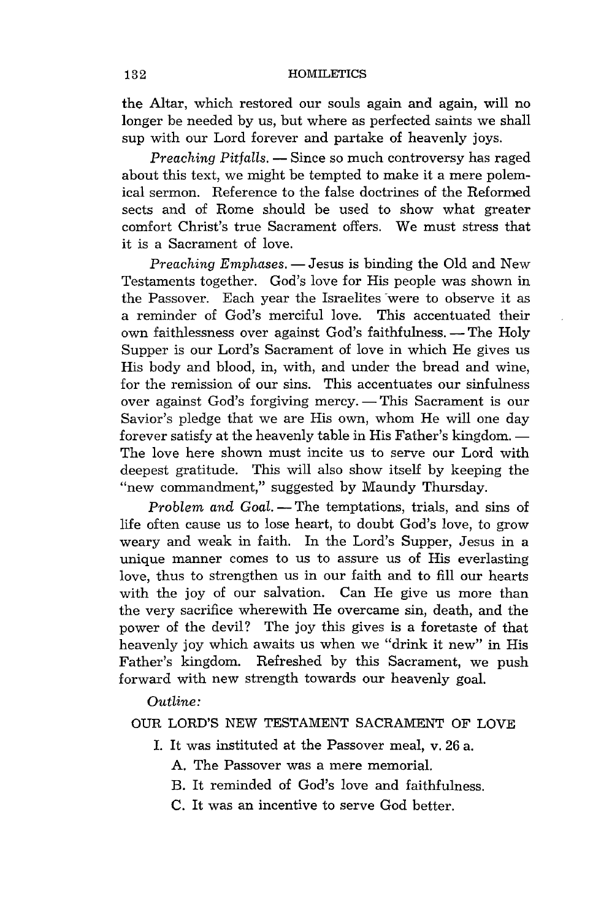the Altar, which restored our souls again and again, will no longer be needed by us, but where as perfected saints we shall sup with our Lord forever and partake of heavenly joys.

*Preaching Pitfalls.* — Since so much controversy has raged about this text, we might be tempted to make it a mere polemical sermon. Reference to the false doctrines of the Reformed sects and of Rome should be used to show what greater comfort Christ's true Sacrament offers. We must stress that it is a Sacrament of love.

*Preaching Emphases.* — Jesus is binding the Old and New Testaments together. God's love for His people was shown in the Passover. Each year the Israelites were to observe it as a reminder of God's merciful love. This accentuated their own faithlessness over against God's faithfulness. — The Holy Supper is our Lord's Sacrament of love in which He gives us His body and blood, in, with, and under the bread and wine, for the remission of our sins. This accentuates our sinfulness over against God's forgiving mercy. — This Sacrament is our Savior's pledge that we are His own, whom He will one day forever satisfy at the heavenly table in His Father's kingdom. — The love here shown must incite us to serve our Lord with deepest gratitude. This will also show itself by keeping the "new commandment," suggested by Maundy Thursday.

*Problem and Goal.* — The temptations, trials, and sins of life often cause us to lose heart, to doubt God's love, to grow weary and weak in faith. In the Lord's Supper, Jesus in a unique manner comes to us to assure us of His everlasting love, thus to strengthen us in our faith and to fill our hearts with the joy of our salvation. Can He give us more than the very sacrifice wherewith He overcame sin, death, and the power of the devil? The joy this gives is a foretaste of that heavenly joy which awaits us when we "drink it new" in His Father's kingdom. Refreshed by this Sacrament, we push forward with new strength towards our heavenly goal.

*Outline:*

OUR LORD'S NEW TESTAMENT SACRAMENT OF LOVE

I. It was instituted at the Passover meal, v. 26 a.

 A. The Passover was a mere memorial.

 B. It reminded of God's love and faithfulness.

 C. It was an incentive to serve God better.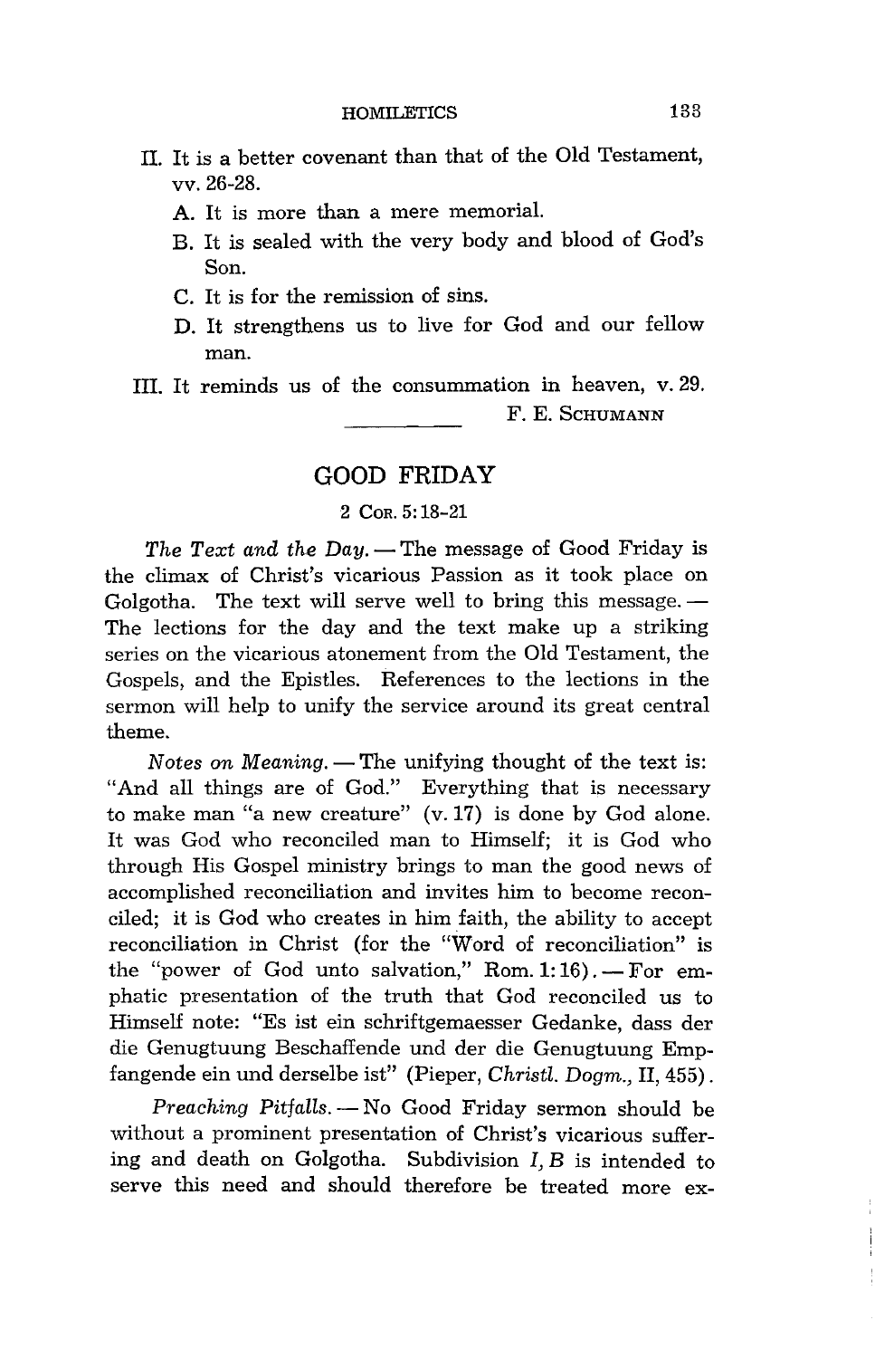II. It is a better covenant than that of the Old Testament, vv. 26-28.
   A. It is more than a mere memorial.
   B. It is sealed with the very body and blood of God's Son.
   C. It is for the remission of sins.
   D. It strengthens us to live for God and our fellow man.

III. It reminds us of the consummation in heaven, v. 29.

F. E. SCHUMANN

## GOOD FRIDAY

### 2 COR. 5:18-21

*The Text and the Day.* — The message of Good Friday is the climax of Christ's vicarious Passion as it took place on Golgotha. The text will serve well to bring this message. — The lections for the day and the text make up a striking series on the vicarious atonement from the Old Testament, the Gospels, and the Epistles. References to the lections in the sermon will help to unify the service around its great central theme.

*Notes on Meaning.* — The unifying thought of the text is: "And all things are of God." Everything that is necessary to make man "a new creature" (v. 17) is done by God alone. It was God who reconciled man to Himself; it is God who through His Gospel ministry brings to man the good news of accomplished reconciliation and invites him to become reconciled; it is God who creates in him faith, the ability to accept reconciliation in Christ (for the "Word of reconciliation" is the "power of God unto salvation," Rom. 1:16). — For emphatic presentation of the truth that God reconciled us to Himself note: "Es ist ein schriftgemaesser Gedanke, dass der die Genugtuung Beschaffende und der die Genugtuung Empfangende ein und derselbe ist" (Pieper, *Christl. Dogm.*, II, 455).

*Preaching Pitfalls.* — No Good Friday sermon should be without a prominent presentation of Christ's vicarious suffering and death on Golgotha. Subdivision *I, B* is intended to serve this need and should therefore be treated more ex-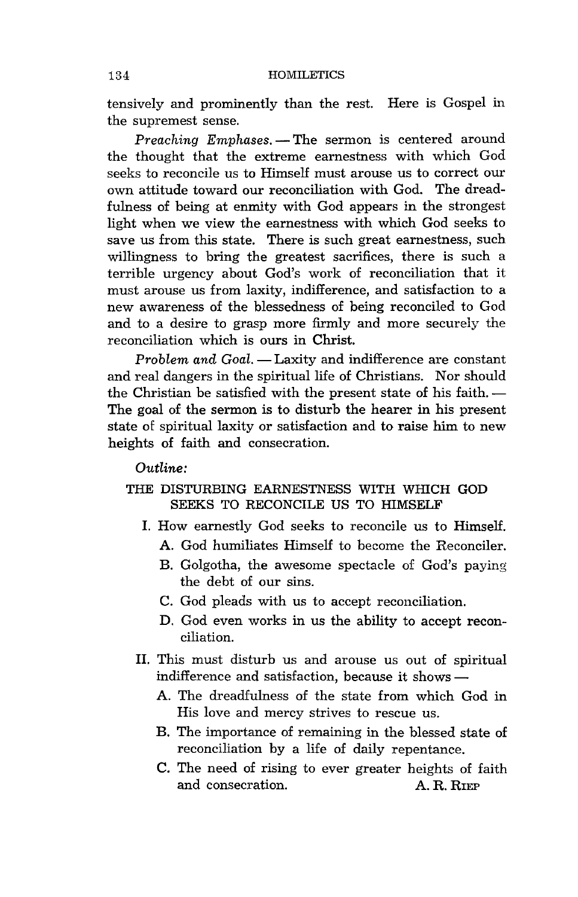tensively and prominently than the rest. Here is Gospel in the supremest sense.

*Preaching Emphases.* — The sermon is centered around the thought that the extreme earnestness with which God seeks to reconcile us to Himself must arouse us to correct our own attitude toward our reconciliation with God. The dreadfulness of being at enmity with God appears in the strongest light when we view the earnestness with which God seeks to save us from this state. There is such great earnestness, such willingness to bring the greatest sacrifices, there is such a terrible urgency about God's work of reconciliation that it must arouse us from laxity, indifference, and satisfaction to a new awareness of the blessedness of being reconciled to God and to a desire to grasp more firmly and more securely the reconciliation which is ours in Christ.

*Problem and Goal.* — Laxity and indifference are constant and real dangers in the spiritual life of Christians. Nor should the Christian be satisfied with the present state of his faith. — The goal of the sermon is to disturb the hearer in his present state of spiritual laxity or satisfaction and to raise him to new heights of faith and consecration.

*Outline:*

THE DISTURBING EARNESTNESS WITH WHICH GOD SEEKS TO RECONCILE US TO HIMSELF

- I. How earnestly God seeks to reconcile us to Himself.
  - A. God humiliates Himself to become the Reconciler.
  - B. Golgotha, the awesome spectacle of God's paying the debt of our sins.
  - C. God pleads with us to accept reconciliation.
  - D. God even works in us the ability to accept reconciliation.
- II. This must disturb us and arouse us out of spiritual indifference and satisfaction, because it shows —
  - A. The dreadfulness of the state from which God in His love and mercy strives to rescue us.
  - B. The importance of remaining in the blessed state of reconciliation by a life of daily repentance.
  - C. The need of rising to ever greater heights of faith and consecration.

A. R. RIEP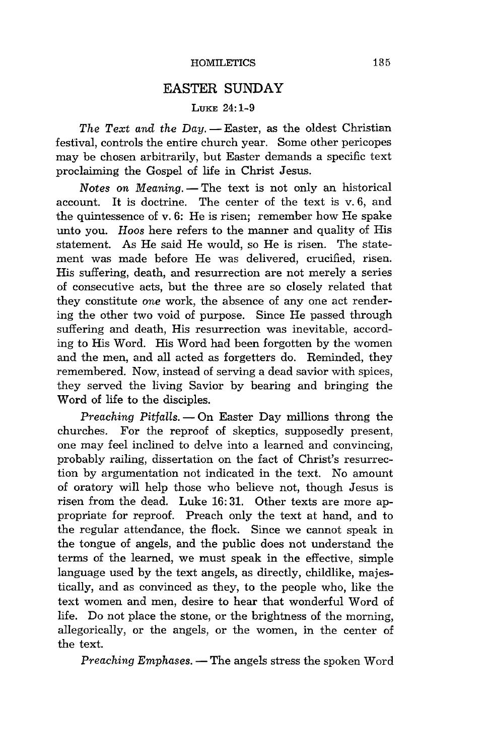## EASTER SUNDAY

LUKE 24:1-9

*The Text and the Day.* — Easter, as the oldest Christian festival, controls the entire church year. Some other pericopes may be chosen arbitrarily, but Easter demands a specific text proclaiming the Gospel of life in Christ Jesus.

*Notes on Meaning.* — The text is not only an historical account. It is doctrine. The center of the text is v. 6, and the quintessence of v. 6: He is risen; remember how He spake unto you. *Hoos* here refers to the manner and quality of His statement. As He said He would, so He is risen. The statement was made before He was delivered, crucified, risen. His suffering, death, and resurrection are not merely a series of consecutive acts, but the three are so closely related that they constitute *one* work, the absence of any one act rendering the other two void of purpose. Since He passed through suffering and death, His resurrection was inevitable, according to His Word. His Word had been forgotten by the women and the men, and all acted as forgetters do. Reminded, they remembered. Now, instead of serving a dead savior with spices, they served the living Savior by bearing and bringing the Word of life to the disciples.

*Preaching Pitfalls.* — On Easter Day millions throng the churches. For the reproof of skeptics, supposedly present, one may feel inclined to delve into a learned and convincing, probably railing, dissertation on the fact of Christ's resurrection by argumentation not indicated in the text. No amount of oratory will help those who believe not, though Jesus is risen from the dead. Luke 16:31. Other texts are more appropriate for reproof. Preach only the text at hand, and to the regular attendance, the flock. Since we cannot speak in the tongue of angels, and the public does not understand the terms of the learned, we must speak in the effective, simple language used by the text angels, as directly, childlike, majestically, and as convinced as they, to the people who, like the text women and men, desire to hear that wonderful Word of life. Do not place the stone, or the brightness of the morning, allegorically, or the angels, or the women, in the center of the text.

*Preaching Emphases.* — The angels stress the spoken Word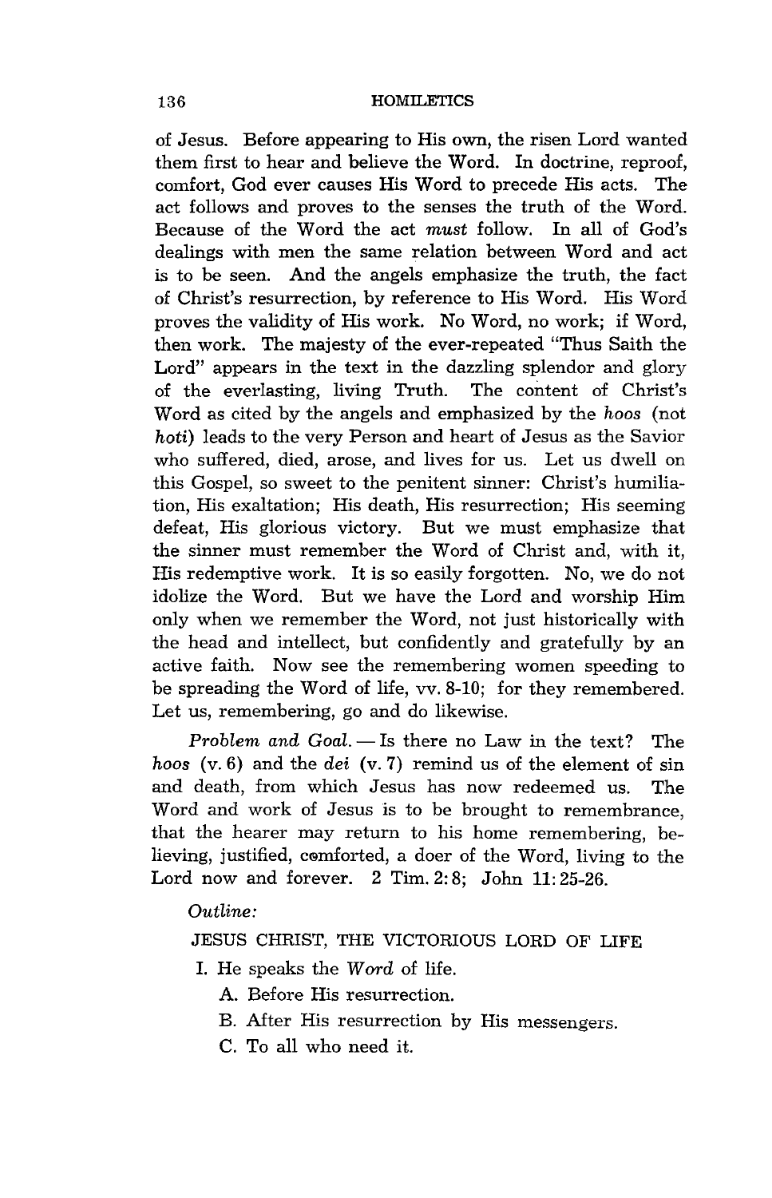of Jesus. Before appearing to His own, the risen Lord wanted them first to hear and believe the Word. In doctrine, reproof, comfort, God ever causes His Word to precede His acts. The act follows and proves to the senses the truth of the Word. Because of the Word the act *must* follow. In all of God's dealings with men the same relation between Word and act is to be seen. And the angels emphasize the truth, the fact of Christ's resurrection, by reference to His Word. His Word proves the validity of His work. No Word, no work; if Word, then work. The majesty of the ever-repeated "Thus Saith the Lord" appears in the text in the dazzling splendor and glory of the everlasting, living Truth. The content of Christ's Word as cited by the angels and emphasized by the *hoos* (not *hoti*) leads to the very Person and heart of Jesus as the Savior who suffered, died, arose, and lives for us. Let us dwell on this Gospel, so sweet to the penitent sinner: Christ's humiliation, His exaltation; His death, His resurrection; His seeming defeat, His glorious victory. But we must emphasize that the sinner must remember the Word of Christ and, with it, His redemptive work. It is so easily forgotten. No, we do not idolize the Word. But we have the Lord and worship Him only when we remember the Word, not just historically with the head and intellect, but confidently and gratefully by an active faith. Now see the remembering women speeding to be spreading the Word of life, vv. 8-10; for they remembered. Let us, remembering, go and do likewise.

*Problem and Goal.* — Is there no Law in the text? The *hoos* (v. 6) and the *dei* (v. 7) remind us of the element of sin and death, from which Jesus has now redeemed us. The Word and work of Jesus is to be brought to remembrance, that the hearer may return to his home remembering, believing, justified, comforted, a doer of the Word, living to the Lord now and forever. 2 Tim. 2:8; John 11:25-26.

*Outline:*

JESUS CHRIST, THE VICTORIOUS LORD OF LIFE

I. He speaks the *Word* of life.
   - A. Before His resurrection.
   - B. After His resurrection by His messengers.
   - C. To all who need it.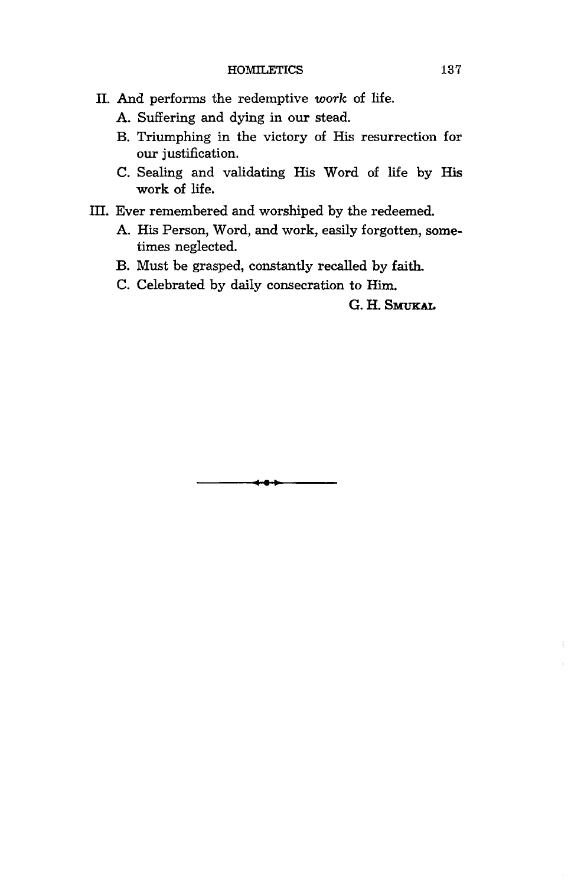II. And performs the redemptive *work* of life.

   A. Suffering and dying in our stead.

   B. Triumphing in the victory of His resurrection for our justification.

   C. Sealing and validating His Word of life by His work of life.

III. Ever remembered and worshiped by the redeemed.

   A. His Person, Word, and work, easily forgotten, sometimes neglected.

   B. Must be grasped, constantly recalled by faith.

   C. Celebrated by daily consecration to Him.

G. H. Smukal